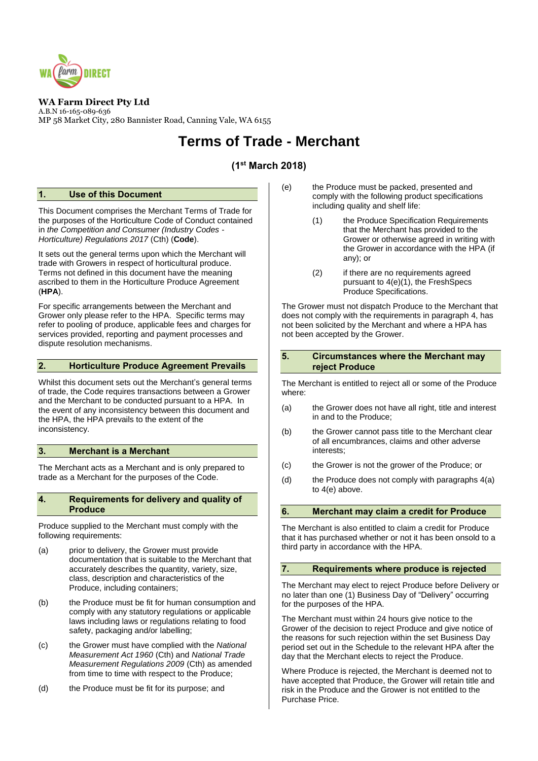**WA Farm Direct Pty Ltd**
A.B.N 16-165-089-636
MP 58 Market City, 280 Bannister Road, Canning Vale, WA 6155

# Terms of Trade - Merchant

**(1st March 2018)**

## 1. Use of this Document

This Document comprises the Merchant Terms of Trade for the purposes of the Horticulture Code of Conduct contained in *the Competition and Consumer (Industry Codes - Horticulture) Regulations 2017* (Cth) (**Code**).

It sets out the general terms upon which the Merchant will trade with Growers in respect of horticultural produce. Terms not defined in this document have the meaning ascribed to them in the Horticulture Produce Agreement (**HPA**).

For specific arrangements between the Merchant and Grower only please refer to the HPA. Specific terms may refer to pooling of produce, applicable fees and charges for services provided, reporting and payment processes and dispute resolution mechanisms.

## 2. Horticulture Produce Agreement Prevails

Whilst this document sets out the Merchant's general terms of trade, the Code requires transactions between a Grower and the Merchant to be conducted pursuant to a HPA. In the event of any inconsistency between this document and the HPA, the HPA prevails to the extent of the inconsistency.

## 3. Merchant is a Merchant

The Merchant acts as a Merchant and is only prepared to trade as a Merchant for the purposes of the Code.

## 4. Requirements for delivery and quality of Produce

Produce supplied to the Merchant must comply with the following requirements:

(a) prior to delivery, the Grower must provide documentation that is suitable to the Merchant that accurately describes the quantity, variety, size, class, description and characteristics of the Produce, including containers;

(b) the Produce must be fit for human consumption and comply with any statutory regulations or applicable laws including laws or regulations relating to food safety, packaging and/or labelling;

(c) the Grower must have complied with the *National Measurement Act 1960* (Cth) and *National Trade Measurement Regulations 2009* (Cth) as amended from time to time with respect to the Produce;

(d) the Produce must be fit for its purpose; and

(e) the Produce must be packed, presented and comply with the following product specifications including quality and shelf life:

   (1) the Produce Specification Requirements that the Merchant has provided to the Grower or otherwise agreed in writing with the Grower in accordance with the HPA (if any); or

   (2) if there are no requirements agreed pursuant to 4(e)(1), the FreshSpecs Produce Specifications.

The Grower must not dispatch Produce to the Merchant that does not comply with the requirements in paragraph 4, has not been solicited by the Merchant and where a HPA has not been accepted by the Grower.

## 5. Circumstances where the Merchant may reject Produce

The Merchant is entitled to reject all or some of the Produce where:

(a) the Grower does not have all right, title and interest in and to the Produce;

(b) the Grower cannot pass title to the Merchant clear of all encumbrances, claims and other adverse interests;

(c) the Grower is not the grower of the Produce; or

(d) the Produce does not comply with paragraphs 4(a) to 4(e) above.

## 6. Merchant may claim a credit for Produce

The Merchant is also entitled to claim a credit for Produce that it has purchased whether or not it has been onsold to a third party in accordance with the HPA.

## 7. Requirements where produce is rejected

The Merchant may elect to reject Produce before Delivery or no later than one (1) Business Day of "Delivery" occurring for the purposes of the HPA.

The Merchant must within 24 hours give notice to the Grower of the decision to reject Produce and give notice of the reasons for such rejection within the set Business Day period set out in the Schedule to the relevant HPA after the day that the Merchant elects to reject the Produce.

Where Produce is rejected, the Merchant is deemed not to have accepted that Produce, the Grower will retain title and risk in the Produce and the Grower is not entitled to the Purchase Price.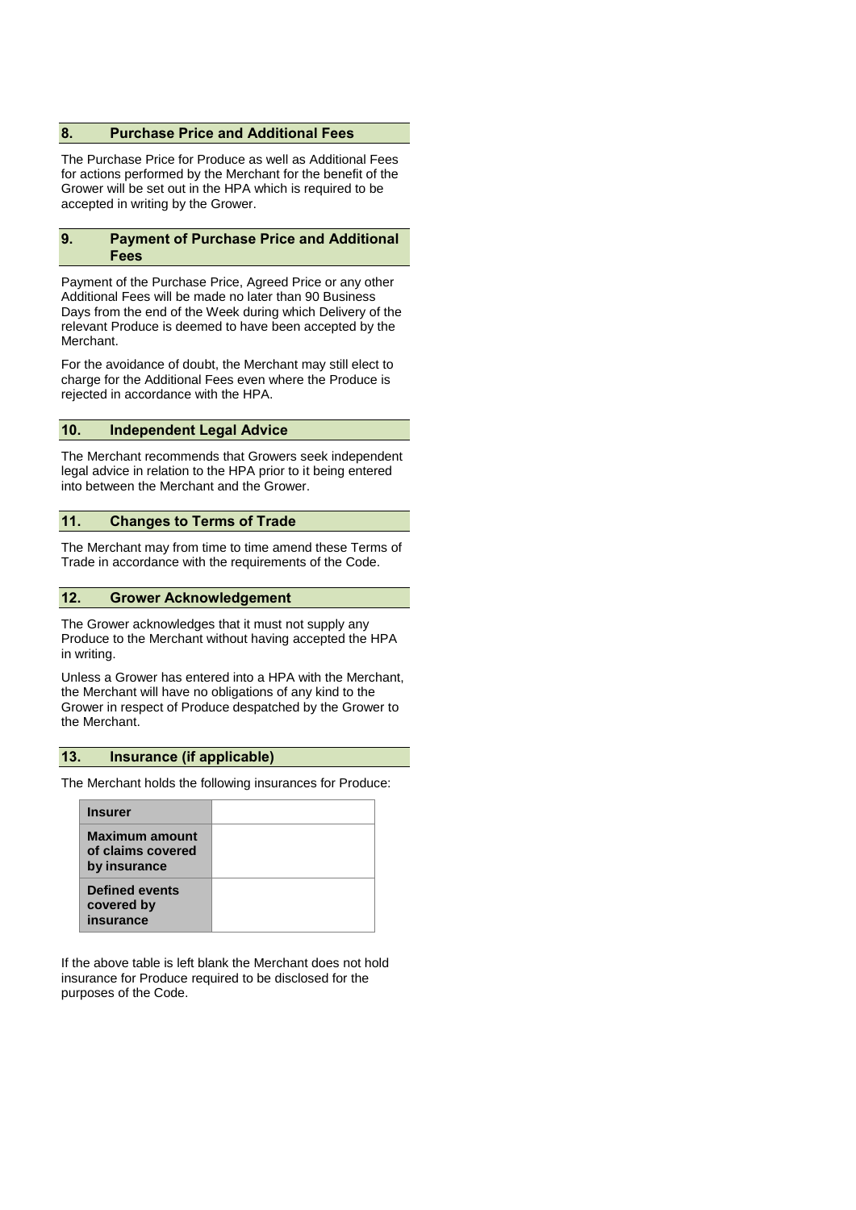## 8. Purchase Price and Additional Fees

The Purchase Price for Produce as well as Additional Fees for actions performed by the Merchant for the benefit of the Grower will be set out in the HPA which is required to be accepted in writing by the Grower.

## 9. Payment of Purchase Price and Additional Fees

Payment of the Purchase Price, Agreed Price or any other Additional Fees will be made no later than 90 Business Days from the end of the Week during which Delivery of the relevant Produce is deemed to have been accepted by the Merchant.

For the avoidance of doubt, the Merchant may still elect to charge for the Additional Fees even where the Produce is rejected in accordance with the HPA.

## 10. Independent Legal Advice

The Merchant recommends that Growers seek independent legal advice in relation to the HPA prior to it being entered into between the Merchant and the Grower.

## 11. Changes to Terms of Trade

The Merchant may from time to time amend these Terms of Trade in accordance with the requirements of the Code.

## 12. Grower Acknowledgement

The Grower acknowledges that it must not supply any Produce to the Merchant without having accepted the HPA in writing.

Unless a Grower has entered into a HPA with the Merchant, the Merchant will have no obligations of any kind to the Grower in respect of Produce despatched by the Grower to the Merchant.

## 13. Insurance (if applicable)

The Merchant holds the following insurances for Produce:

| | |
|---|---|
| **Insurer** | |
| **Maximum amount of claims covered by insurance** | |
| **Defined events covered by insurance** | |

If the above table is left blank the Merchant does not hold insurance for Produce required to be disclosed for the purposes of the Code.